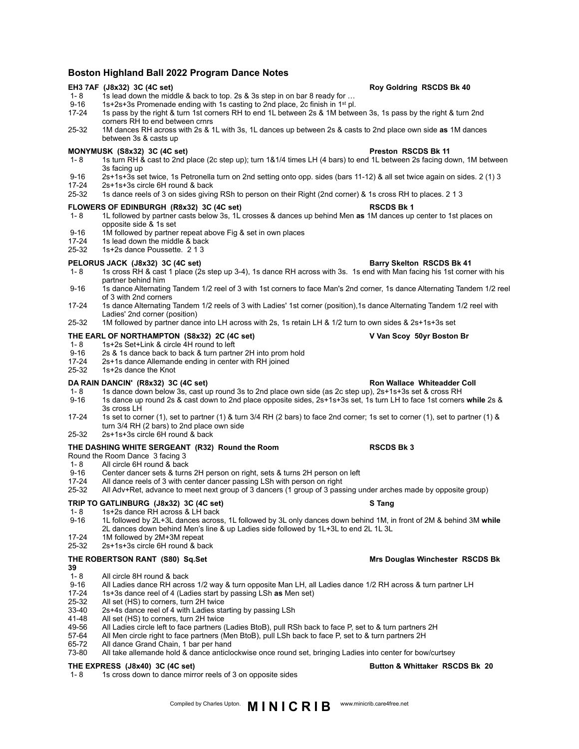# Boston Highland Ball 2022 Program Dance Notes

**EH3 7AF (J8x32) 3C (4C set)** — **Roy Goldring RSCDS Bk 40**

| | |
|---|---|
| 1- 8 | 1s lead down the middle & back to top. 2s & 3s step in on bar 8 ready for … |
| 9-16 | 1s+2s+3s Promenade ending with 1s casting to 2nd place, 2c finish in 1st pl. |
| 17-24 | 1s pass by the right & turn 1st corners RH to end 1L between 2s & 1M between 3s, 1s pass by the right & turn 2nd corners RH to end between crnrs |
| 25-32 | 1M dances RH across with 2s & 1L with 3s, 1L dances up between 2s & casts to 2nd place own side **as** 1M dances between 3s & casts up |

**MONYMUSK (S8x32) 3C (4C set)** — **Preston RSCDS Bk 11**

| | |
|---|---|
| 1- 8 | 1s turn RH & cast to 2nd place (2c step up); turn 1&1/4 times LH (4 bars) to end 1L between 2s facing down, 1M between 3s facing up |
| 9-16 | 2s+1s+3s set twice, 1s Petronella turn on 2nd setting onto opp. sides (bars 11-12) & all set twice again on sides. 2 (1) 3 |
| 17-24 | 2s+1s+3s circle 6H round & back |
| 25-32 | 1s dance reels of 3 on sides giving RSh to person on their Right (2nd corner) & 1s cross RH to places. 2 1 3 |

**FLOWERS OF EDINBURGH (R8x32) 3C (4C set)** — **RSCDS Bk 1**

| | |
|---|---|
| 1- 8 | 1L followed by partner casts below 3s, 1L crosses & dances up behind Men **as** 1M dances up center to 1st places on opposite side & 1s set |
| 9-16 | 1M followed by partner repeat above Fig & set in own places |
| 17-24 | 1s lead down the middle & back |
| 25-32 | 1s+2s dance Poussette. 2 1 3 |

**PELORUS JACK (J8x32) 3C (4C set)** — **Barry Skelton RSCDS Bk 41**

| | |
|---|---|
| 1- 8 | 1s cross RH & cast 1 place (2s step up 3-4), 1s dance RH across with 3s. 1s end with Man facing his 1st corner with his partner behind him |
| 9-16 | 1s dance Alternating Tandem 1/2 reel of 3 with 1st corners to face Man's 2nd corner, 1s dance Alternating Tandem 1/2 reel of 3 with 2nd corners |
| 17-24 | 1s dance Alternating Tandem 1/2 reels of 3 with Ladies' 1st corner (position),1s dance Alternating Tandem 1/2 reel with Ladies' 2nd corner (position) |
| 25-32 | 1M followed by partner dance into LH across with 2s, 1s retain LH & 1/2 turn to own sides & 2s+1s+3s set |

**THE EARL OF NORTHAMPTON (S8x32) 2C (4C set)** — **V Van Scoy 50yr Boston Br**

| | |
|---|---|
| 1- 8 | 1s+2s Set+Link & circle 4H round to left |
| 9-16 | 2s & 1s dance back to back & turn partner 2H into prom hold |
| 17-24 | 2s+1s dance Allemande ending in center with RH joined |
| 25-32 | 1s+2s dance the Knot |

**DA RAIN DANCIN' (R8x32) 3C (4C set)** — **Ron Wallace Whiteadder Coll**

| | |
|---|---|
| 1- 8 | 1s dance down below 3s, cast up round 3s to 2nd place own side (as 2c step up), 2s+1s+3s set & cross RH |
| 9-16 | 1s dance up round 2s & cast down to 2nd place opposite sides, 2s+1s+3s set, 1s turn LH to face 1st corners **while** 2s & 3s cross LH |
| 17-24 | 1s set to corner (1), set to partner (1) & turn 3/4 RH (2 bars) to face 2nd corner; 1s set to corner (1), set to partner (1) & turn 3/4 RH (2 bars) to 2nd place own side |
| 25-32 | 2s+1s+3s circle 6H round & back |

**THE DASHING WHITE SERGEANT (R32) Round the Room** — **RSCDS Bk 3**

Round the Room Dance 3 facing 3

| | |
|---|---|
| 1- 8 | All circle 6H round & back |
| 9-16 | Center dancer sets & turns 2H person on right, sets & turns 2H person on left |
| 17-24 | All dance reels of 3 with center dancer passing LSh with person on right |
| 25-32 | All Adv+Ret, advance to meet next group of 3 dancers (1 group of 3 passing under arches made by opposite group) |

**TRIP TO GATLINBURG (J8x32) 3C (4C set)** — **S Tang**

| | |
|---|---|
| 1- 8 | 1s+2s dance RH across & LH back |
| 9-16 | 1L followed by 2L+3L dances across, 1L followed by 3L only dances down behind 1M, in front of 2M & behind 3M **while** 2L dances down behind Men's line & up Ladies side followed by 1L+3L to end 2L 1L 3L |
| 17-24 | 1M followed by 2M+3M repeat |
| 25-32 | 2s+1s+3s circle 6H round & back |

**THE ROBERTSON RANT (S80) Sq.Set** — **Mrs Douglas Winchester RSCDS Bk 39**

| | |
|---|---|
| 1- 8 | All circle 8H round & back |
| 9-16 | All Ladies dance RH across 1/2 way & turn opposite Man LH, all Ladies dance 1/2 RH across & turn partner LH |
| 17-24 | 1s+3s dance reel of 4 (Ladies start by passing LSh **as** Men set) |
| 25-32 | All set (HS) to corners, turn 2H twice |
| 33-40 | 2s+4s dance reel of 4 with Ladies starting by passing LSh |
| 41-48 | All set (HS) to corners, turn 2H twice |
| 49-56 | All Ladies circle left to face partners (Ladies BtoB), pull RSh back to face P, set to & turn partners 2H |
| 57-64 | All Men circle right to face partners (Men BtoB), pull LSh back to face P, set to & turn partners 2H |
| 65-72 | All dance Grand Chain, 1 bar per hand |
| 73-80 | All take allemande hold & dance anticlockwise once round set, bringing Ladies into center for bow/curtsey |

**THE EXPRESS (J8x40) 3C (4C set)** — **Button & Whittaker RSCDS Bk 20**

| | |
|---|---|
| 1- 8 | 1s cross down to dance mirror reels of 3 on opposite sides |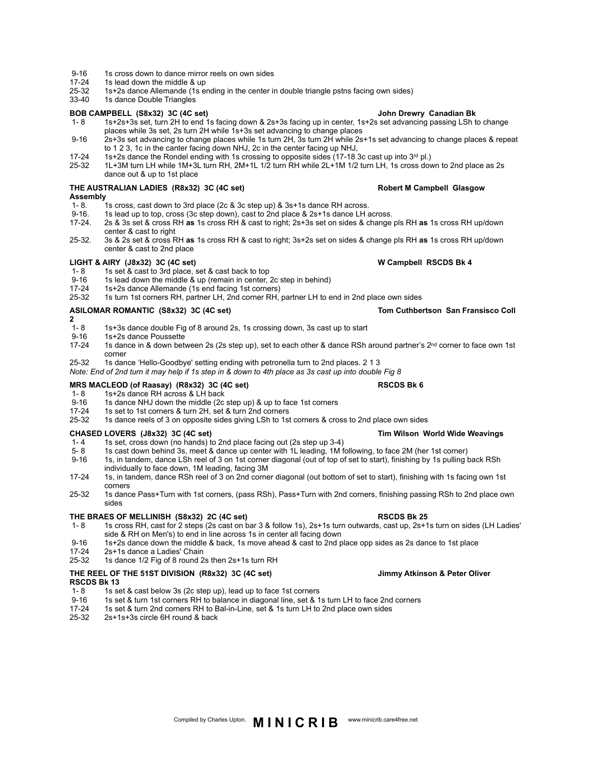9-16 1s cross down to dance mirror reels on own sides
17-24 1s lead down the middle & up
25-32 1s+2s dance Allemande (1s ending in the center in double triangle pstns facing own sides)
33-40 1s dance Double Triangles

**BOB CAMPBELL (S8x32) 3C (4C set)** **John Drewry Canadian Bk**

1- 8 1s+2s+3s set, turn 2H to end 1s facing down & 2s+3s facing up in center, 1s+2s set advancing passing LSh to change places while 3s set, 2s turn 2H while 1s+3s set advancing to change places
9-16 2s+3s set advancing to change places while 1s turn 2H, 3s turn 2H while 2s+1s set advancing to change places & repeat to 1 2 3, 1c in the canter facing down NHJ, 2c in the center facing up NHJ,
17-24 1s+2s dance the Rondel ending with 1s crossing to opposite sides (17-18 3c cast up into 3rd pl.)
25-32 1L+3M turn LH while 1M+3L turn RH, 2M+1L 1/2 turn RH while 2L+1M 1/2 turn LH, 1s cross down to 2nd place as 2s dance out & up to 1st place

**THE AUSTRALIAN LADIES (R8x32) 3C (4C set)** **Robert M Campbell Glasgow Assembly**

1- 8. 1s cross, cast down to 3rd place (2c & 3c step up) & 3s+1s dance RH across.
9-16. 1s lead up to top, cross (3c step down), cast to 2nd place & 2s+1s dance LH across.
17-24. 2s & 3s set & cross RH **as** 1s cross RH & cast to right; 2s+3s set on sides & change pls RH **as** 1s cross RH up/down center & cast to right
25-32. 3s & 2s set & cross RH **as** 1s cross RH & cast to right; 3s+2s set on sides & change pls RH **as** 1s cross RH up/down center & cast to 2nd place

**LIGHT & AIRY (J8x32) 3C (4C set)** **W Campbell RSCDS Bk 4**

1- 8 1s set & cast to 3rd place, set & cast back to top
9-16 1s lead down the middle & up (remain in center, 2c step in behind)
17-24 1s+2s dance Allemande (1s end facing 1st corners)
25-32 1s turn 1st corners RH, partner LH, 2nd corner RH, partner LH to end in 2nd place own sides

**ASILOMAR ROMANTIC (S8x32) 3C (4C set)** **Tom Cuthbertson San Fransisco Coll 2**

1- 8 1s+3s dance double Fig of 8 around 2s, 1s crossing down, 3s cast up to start
9-16 1s+2s dance Poussette
17-24 1s dance in & down between 2s (2s step up), set to each other & dance RSh around partner's 2nd corner to face own 1st corner
25-32 1s dance 'Hello-Goodbye' setting ending with petronella turn to 2nd places. 2 1 3

*Note: End of 2nd turn it may help if 1s step in & down to 4th place as 3s cast up into double Fig 8*

**MRS MACLEOD (of Raasay) (R8x32) 3C (4C set)** **RSCDS Bk 6**

1- 8 1s+2s dance RH across & LH back
9-16 1s dance NHJ down the middle (2c step up) & up to face 1st corners
17-24 1s set to 1st corners & turn 2H, set & turn 2nd corners
25-32 1s dance reels of 3 on opposite sides giving LSh to 1st corners & cross to 2nd place own sides

**CHASED LOVERS (J8x32) 3C (4C set)** **Tim Wilson World Wide Weavings**

1- 4 1s set, cross down (no hands) to 2nd place facing out (2s step up 3-4)
5- 8 1s cast down behind 3s, meet & dance up center with 1L leading, 1M following, to face 2M (her 1st corner)
9-16 1s, in tandem, dance LSh reel of 3 on 1st corner diagonal (out of top of set to start), finishing by 1s pulling back RSh individually to face down, 1M leading, facing 3M
17-24 1s, in tandem, dance RSh reel of 3 on 2nd corner diagonal (out bottom of set to start), finishing with 1s facing own 1st corners
25-32 1s dance Pass+Turn with 1st corners, (pass RSh), Pass+Turn with 2nd corners, finishing passing RSh to 2nd place own sides

**THE BRAES OF MELLINISH (S8x32) 2C (4C set)** **RSCDS Bk 25**

1- 8 1s cross RH, cast for 2 steps (2s cast on bar 3 & follow 1s), 2s+1s turn outwards, cast up, 2s+1s turn on sides (LH Ladies' side & RH on Men's) to end in line across 1s in center all facing down
9-16 1s+2s dance down the middle & back, 1s move ahead & cast to 2nd place opp sides as 2s dance to 1st place
17-24 2s+1s dance a Ladies' Chain
25-32 1s dance 1/2 Fig of 8 round 2s then 2s+1s turn RH

**THE REEL OF THE 51ST DIVISION (R8x32) 3C (4C set)** **Jimmy Atkinson & Peter Oliver RSCDS Bk 13**

1- 8 1s set & cast below 3s (2c step up), lead up to face 1st corners
9-16 1s set & turn 1st corners RH to balance in diagonal line, set & 1s turn LH to face 2nd corners
17-24 1s set & turn 2nd corners RH to Bal-in-Line, set & 1s turn LH to 2nd place own sides
25-32 2s+1s+3s circle 6H round & back